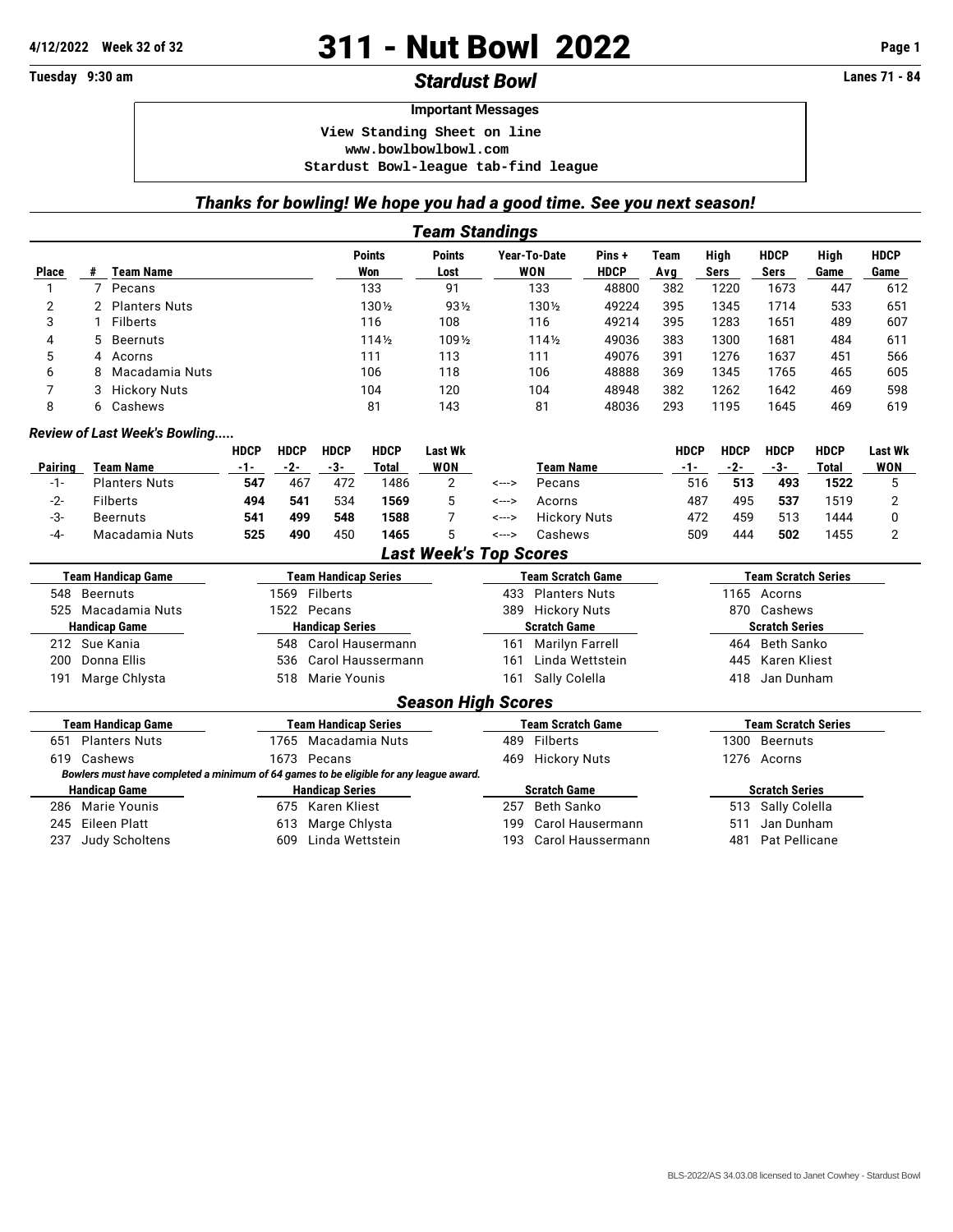4/12/2022 Week 32 of 32

# 311 - Nut Bowl 2022

Tuesday 9:30 am

## *Stardust Bowl*

Lanes 71 - 84

**Important Messages**

```
View Standing Sheet on line
www.bowlbowlbowl.com
Stardust Bowl-league tab-find league
```

### *Thanks for bowling! We hope you had a good time. See you next season!*

### *Team Standings*

| Place | # | Team Name | Points Won | Points Lost | Year-To-Date WON | Pins + HDCP | Team Avg | High Sers | HDCP Sers | High Game | HDCP Game |
|---|---|---|---|---|---|---|---|---|---|---|---|
| 1 | 7 | Pecans | 133 | 91 | 133 | 48800 | 382 | 1220 | 1673 | 447 | 612 |
| 2 | 2 | Planters Nuts | 130½ | 93½ | 130½ | 49224 | 395 | 1345 | 1714 | 533 | 651 |
| 3 | 1 | Filberts | 116 | 108 | 116 | 49214 | 395 | 1283 | 1651 | 489 | 607 |
| 4 | 5 | Beernuts | 114½ | 109½ | 114½ | 49036 | 383 | 1300 | 1681 | 484 | 611 |
| 5 | 4 | Acorns | 111 | 113 | 111 | 49076 | 391 | 1276 | 1637 | 451 | 566 |
| 6 | 8 | Macadamia Nuts | 106 | 118 | 106 | 48888 | 369 | 1345 | 1765 | 465 | 605 |
| 7 | 3 | Hickory Nuts | 104 | 120 | 104 | 48948 | 382 | 1262 | 1642 | 469 | 598 |
| 8 | 6 | Cashews | 81 | 143 | 81 | 48036 | 293 | 1195 | 1645 | 469 | 619 |

*Review of Last Week's Bowling.....*

| Pairing | Team Name | HDCP -1- | HDCP -2- | HDCP -3- | HDCP Total | Last Wk WON | | Team Name | HDCP -1- | HDCP -2- | HDCP -3- | HDCP Total | Last Wk WON |
|---|---|---|---|---|---|---|---|---|---|---|---|---|---|
| -1- | Planters Nuts | **547** | 467 | 472 | 1486 | 2 | <---> | Pecans | 516 | **513** | **493** | **1522** | 5 |
| -2- | Filberts | **494** | **541** | 534 | **1569** | 5 | <---> | Acorns | 487 | 495 | **537** | 1519 | 2 |
| -3- | Beernuts | **541** | **499** | **548** | **1588** | 7 | <---> | Hickory Nuts | 472 | 459 | 513 | 1444 | 0 |
| -4- | Macadamia Nuts | **525** | **490** | 450 | **1465** | 5 | <---> | Cashews | 509 | 444 | **502** | 1455 | 2 |

### *Last Week's Top Scores*

| Team Handicap Game | Team Handicap Series | Team Scratch Game | Team Scratch Series |
|---|---|---|---|
| 548 Beernuts | 1569 Filberts | 433 Planters Nuts | 1165 Acorns |
| 525 Macadamia Nuts | 1522 Pecans | 389 Hickory Nuts | 870 Cashews |

| Handicap Game | Handicap Series | Scratch Game | Scratch Series |
|---|---|---|---|
| 212 Sue Kania | 548 Carol Hausermann | 161 Marilyn Farrell | 464 Beth Sanko |
| 200 Donna Ellis | 536 Carol Haussermann | 161 Linda Wettstein | 445 Karen Kliest |
| 191 Marge Chlysta | 518 Marie Younis | 161 Sally Colella | 418 Jan Dunham |

### *Season High Scores*

| Team Handicap Game | Team Handicap Series | Team Scratch Game | Team Scratch Series |
|---|---|---|---|
| 651 Planters Nuts | 1765 Macadamia Nuts | 489 Filberts | 1300 Beernuts |
| 619 Cashews | 1673 Pecans | 469 Hickory Nuts | 1276 Acorns |

*Bowlers must have completed a minimum of 64 games to be eligible for any league award.*

| Handicap Game | Handicap Series | Scratch Game | Scratch Series |
|---|---|---|---|
| 286 Marie Younis | 675 Karen Kliest | 257 Beth Sanko | 513 Sally Colella |
| 245 Eileen Platt | 613 Marge Chlysta | 199 Carol Hausermann | 511 Jan Dunham |
| 237 Judy Scholtens | 609 Linda Wettstein | 193 Carol Haussermann | 481 Pat Pellicane |

BLS-2022/AS 34.03.08 licensed to Janet Cowhey - Stardust Bowl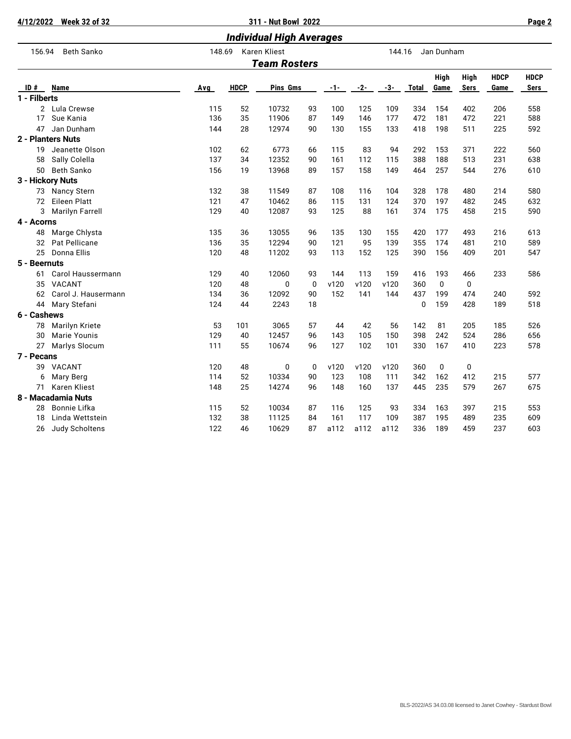4/12/2022 Week 32 of 32 — 311 - Nut Bowl 2022

## *Individual High Averages*

| | | |
|---|---|---|
| 156.94 Beth Sanko | 148.69 Karen Kliest | 144.16 Jan Dunham |

## *Team Rosters*

| ID # | Name | Avg | HDCP | Pins | Gms | -1- | -2- | -3- | Total | High Game | High Sers | HDCP Game | HDCP Sers |
|---|---|---|---|---|---|---|---|---|---|---|---|---|---|
| **1 - Filberts** | | | | | | | | | | | | | |
| 2 | Lula Crewse | 115 | 52 | 10732 | 93 | 100 | 125 | 109 | 334 | 154 | 402 | 206 | 558 |
| 17 | Sue Kania | 136 | 35 | 11906 | 87 | 149 | 146 | 177 | 472 | 181 | 472 | 221 | 588 |
| 47 | Jan Dunham | 144 | 28 | 12974 | 90 | 130 | 155 | 133 | 418 | 198 | 511 | 225 | 592 |
| **2 - Planters Nuts** | | | | | | | | | | | | | |
| 19 | Jeanette Olson | 102 | 62 | 6773 | 66 | 115 | 83 | 94 | 292 | 153 | 371 | 222 | 560 |
| 58 | Sally Colella | 137 | 34 | 12352 | 90 | 161 | 112 | 115 | 388 | 188 | 513 | 231 | 638 |
| 50 | Beth Sanko | 156 | 19 | 13968 | 89 | 157 | 158 | 149 | 464 | 257 | 544 | 276 | 610 |
| **3 - Hickory Nuts** | | | | | | | | | | | | | |
| 73 | Nancy Stern | 132 | 38 | 11549 | 87 | 108 | 116 | 104 | 328 | 178 | 480 | 214 | 580 |
| 72 | Eileen Platt | 121 | 47 | 10462 | 86 | 115 | 131 | 124 | 370 | 197 | 482 | 245 | 632 |
| 3 | Marilyn Farrell | 129 | 40 | 12087 | 93 | 125 | 88 | 161 | 374 | 175 | 458 | 215 | 590 |
| **4 - Acorns** | | | | | | | | | | | | | |
| 48 | Marge Chlysta | 135 | 36 | 13055 | 96 | 135 | 130 | 155 | 420 | 177 | 493 | 216 | 613 |
| 32 | Pat Pellicane | 136 | 35 | 12294 | 90 | 121 | 95 | 139 | 355 | 174 | 481 | 210 | 589 |
| 25 | Donna Ellis | 120 | 48 | 11202 | 93 | 113 | 152 | 125 | 390 | 156 | 409 | 201 | 547 |
| **5 - Beernuts** | | | | | | | | | | | | | |
| 61 | Carol Haussermann | 129 | 40 | 12060 | 93 | 144 | 113 | 159 | 416 | 193 | 466 | 233 | 586 |
| 35 | VACANT | 120 | 48 | 0 | 0 | v120 | v120 | v120 | 360 | 0 | 0 | | |
| 62 | Carol J. Hausermann | 134 | 36 | 12092 | 90 | 152 | 141 | 144 | 437 | 199 | 474 | 240 | 592 |
| 44 | Mary Stefani | 124 | 44 | 2243 | 18 | | | | 0 | 159 | 428 | 189 | 518 |
| **6 - Cashews** | | | | | | | | | | | | | |
| 78 | Marilyn Kriete | 53 | 101 | 3065 | 57 | 44 | 42 | 56 | 142 | 81 | 205 | 185 | 526 |
| 30 | Marie Younis | 129 | 40 | 12457 | 96 | 143 | 105 | 150 | 398 | 242 | 524 | 286 | 656 |
| 27 | Marlys Slocum | 111 | 55 | 10674 | 96 | 127 | 102 | 101 | 330 | 167 | 410 | 223 | 578 |
| **7 - Pecans** | | | | | | | | | | | | | |
| 39 | VACANT | 120 | 48 | 0 | 0 | v120 | v120 | v120 | 360 | 0 | 0 | | |
| 6 | Mary Berg | 114 | 52 | 10334 | 90 | 123 | 108 | 111 | 342 | 162 | 412 | 215 | 577 |
| 71 | Karen Kliest | 148 | 25 | 14274 | 96 | 148 | 160 | 137 | 445 | 235 | 579 | 267 | 675 |
| **8 - Macadamia Nuts** | | | | | | | | | | | | | |
| 28 | Bonnie Lifka | 115 | 52 | 10034 | 87 | 116 | 125 | 93 | 334 | 163 | 397 | 215 | 553 |
| 18 | Linda Wettstein | 132 | 38 | 11125 | 84 | 161 | 117 | 109 | 387 | 195 | 489 | 235 | 609 |
| 26 | Judy Scholtens | 122 | 46 | 10629 | 87 | a112 | a112 | a112 | 336 | 189 | 459 | 237 | 603 |

BLS-2022/AS 34.03.08 licensed to Janet Cowhey - Stardust Bowl